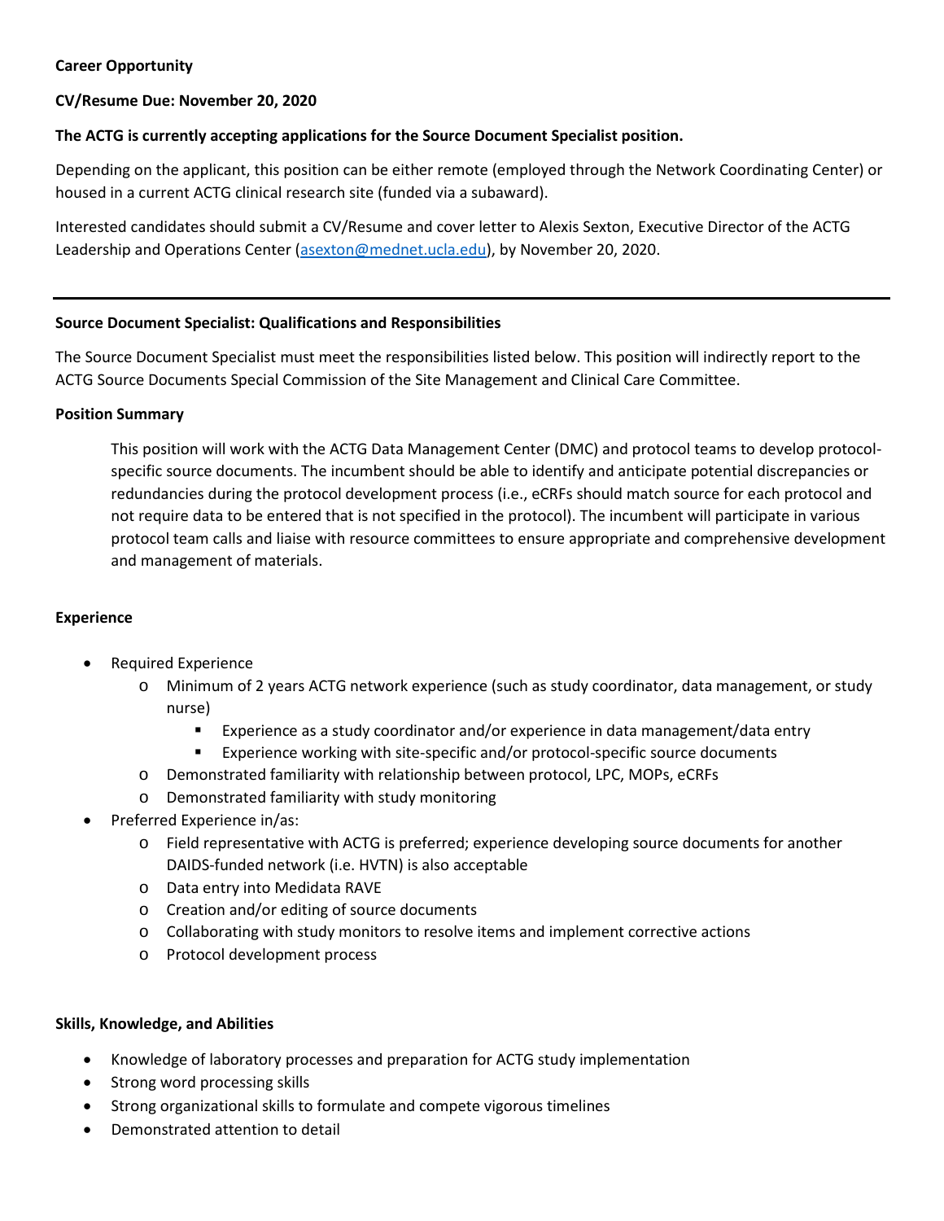**Career Opportunity**

**CV/Resume Due: November 20, 2020**

**The ACTG is currently accepting applications for the Source Document Specialist position.**

Depending on the applicant, this position can be either remote (employed through the Network Coordinating Center) or housed in a current ACTG clinical research site (funded via a subaward).

Interested candidates should submit a CV/Resume and cover letter to Alexis Sexton, Executive Director of the ACTG Leadership and Operations Center ([asexton@mednet.ucla.edu](mailto:asexton@mednet.ucla.edu)), by November 20, 2020.

---

**Source Document Specialist: Qualifications and Responsibilities**

The Source Document Specialist must meet the responsibilities listed below. This position will indirectly report to the ACTG Source Documents Special Commission of the Site Management and Clinical Care Committee.

**Position Summary**

> This position will work with the ACTG Data Management Center (DMC) and protocol teams to develop protocol-specific source documents. The incumbent should be able to identify and anticipate potential discrepancies or redundancies during the protocol development process (i.e., eCRFs should match source for each protocol and not require data to be entered that is not specified in the protocol). The incumbent will participate in various protocol team calls and liaise with resource committees to ensure appropriate and comprehensive development and management of materials.

**Experience**

- Required Experience
  - Minimum of 2 years ACTG network experience (such as study coordinator, data management, or study nurse)
    - Experience as a study coordinator and/or experience in data management/data entry
    - Experience working with site-specific and/or protocol-specific source documents
  - Demonstrated familiarity with relationship between protocol, LPC, MOPs, eCRFs
  - Demonstrated familiarity with study monitoring
- Preferred Experience in/as:
  - Field representative with ACTG is preferred; experience developing source documents for another DAIDS-funded network (i.e. HVTN) is also acceptable
  - Data entry into Medidata RAVE
  - Creation and/or editing of source documents
  - Collaborating with study monitors to resolve items and implement corrective actions
  - Protocol development process

**Skills, Knowledge, and Abilities**

- Knowledge of laboratory processes and preparation for ACTG study implementation
- Strong word processing skills
- Strong organizational skills to formulate and compete vigorous timelines
- Demonstrated attention to detail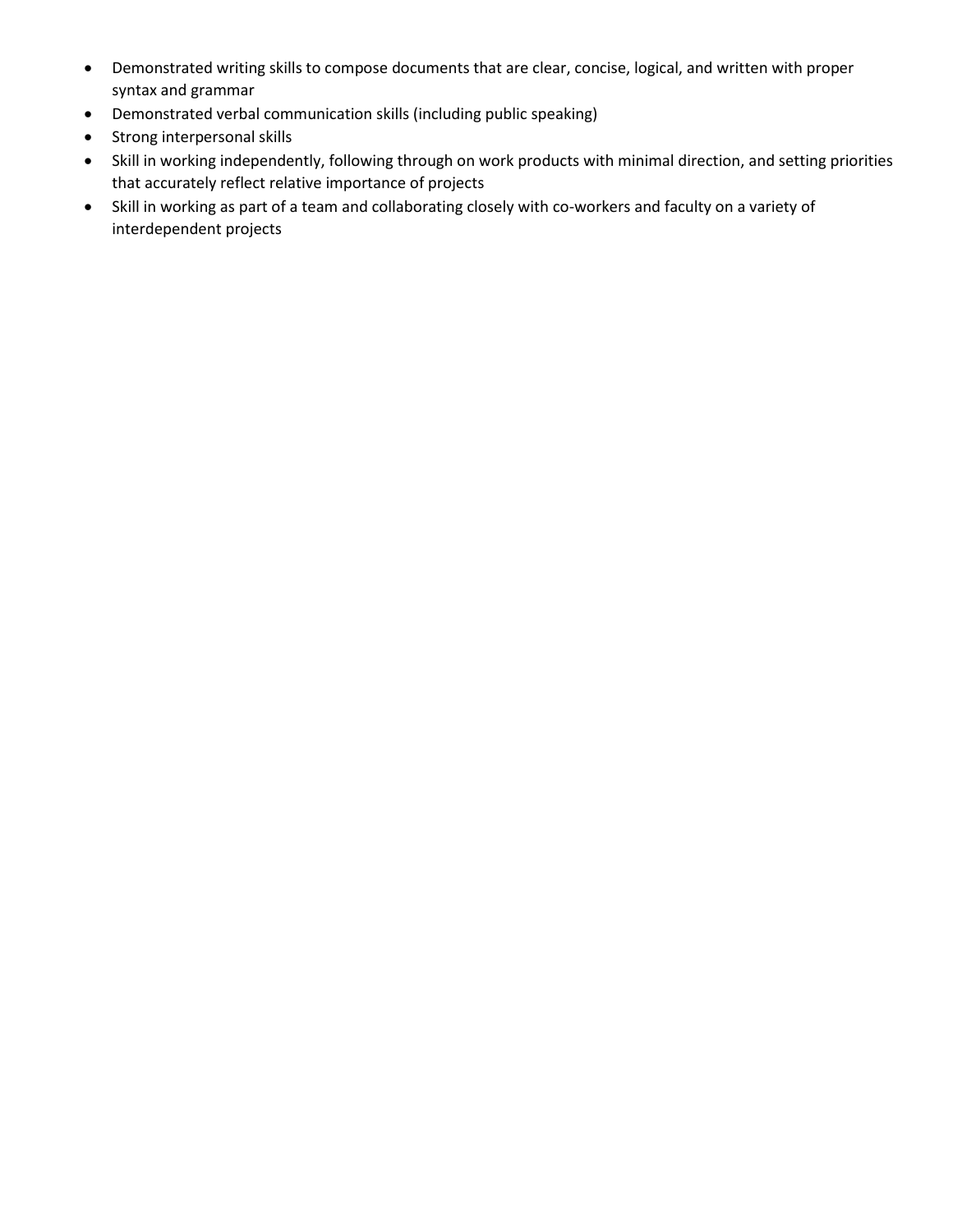- Demonstrated writing skills to compose documents that are clear, concise, logical, and written with proper syntax and grammar
- Demonstrated verbal communication skills (including public speaking)
- Strong interpersonal skills
- Skill in working independently, following through on work products with minimal direction, and setting priorities that accurately reflect relative importance of projects
- Skill in working as part of a team and collaborating closely with co-workers and faculty on a variety of interdependent projects